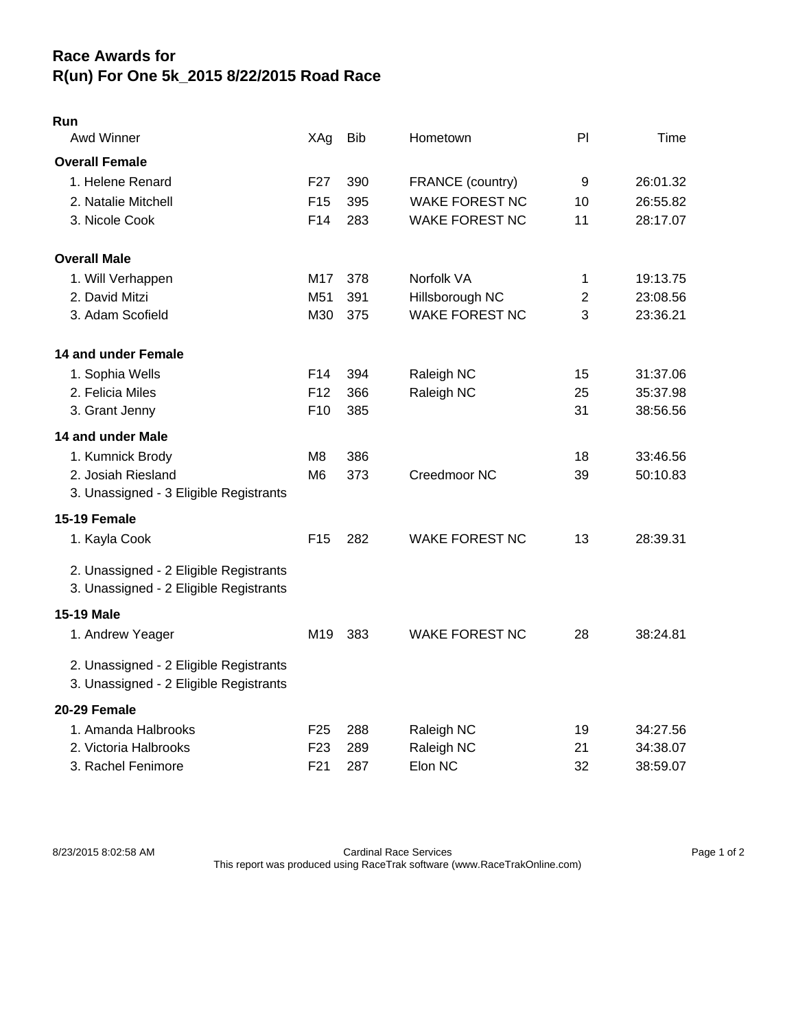# Race Awards for
# R(un) For One 5k_2015 8/22/2015 Road Race

**Run**

| Awd Winner | XAg | Bib | Hometown | Pl | Time |
|---|---|---|---|---|---|
| **Overall Female** | | | | | |
| 1. Helene Renard | F27 | 390 | FRANCE (country) | 9 | 26:01.32 |
| 2. Natalie Mitchell | F15 | 395 | WAKE FOREST NC | 10 | 26:55.82 |
| 3. Nicole Cook | F14 | 283 | WAKE FOREST NC | 11 | 28:17.07 |
| **Overall Male** | | | | | |
| 1. Will Verhappen | M17 | 378 | Norfolk VA | 1 | 19:13.75 |
| 2. David Mitzi | M51 | 391 | Hillsborough NC | 2 | 23:08.56 |
| 3. Adam Scofield | M30 | 375 | WAKE FOREST NC | 3 | 23:36.21 |
| **14 and under Female** | | | | | |
| 1. Sophia Wells | F14 | 394 | Raleigh NC | 15 | 31:37.06 |
| 2. Felicia Miles | F12 | 366 | Raleigh NC | 25 | 35:37.98 |
| 3. Grant Jenny | F10 | 385 | | 31 | 38:56.56 |
| **14 and under Male** | | | | | |
| 1. Kumnick Brody | M8 | 386 | | 18 | 33:46.56 |
| 2. Josiah Riesland | M6 | 373 | Creedmoor NC | 39 | 50:10.83 |
| 3. Unassigned - 3 Eligible Registrants | | | | | |
| **15-19 Female** | | | | | |
| 1. Kayla Cook | F15 | 282 | WAKE FOREST NC | 13 | 28:39.31 |
| 2. Unassigned - 2 Eligible Registrants | | | | | |
| 3. Unassigned - 2 Eligible Registrants | | | | | |
| **15-19 Male** | | | | | |
| 1. Andrew Yeager | M19 | 383 | WAKE FOREST NC | 28 | 38:24.81 |
| 2. Unassigned - 2 Eligible Registrants | | | | | |
| 3. Unassigned - 2 Eligible Registrants | | | | | |
| **20-29 Female** | | | | | |
| 1. Amanda Halbrooks | F25 | 288 | Raleigh NC | 19 | 34:27.56 |
| 2. Victoria Halbrooks | F23 | 289 | Raleigh NC | 21 | 34:38.07 |
| 3. Rachel Fenimore | F21 | 287 | Elon NC | 32 | 38:59.07 |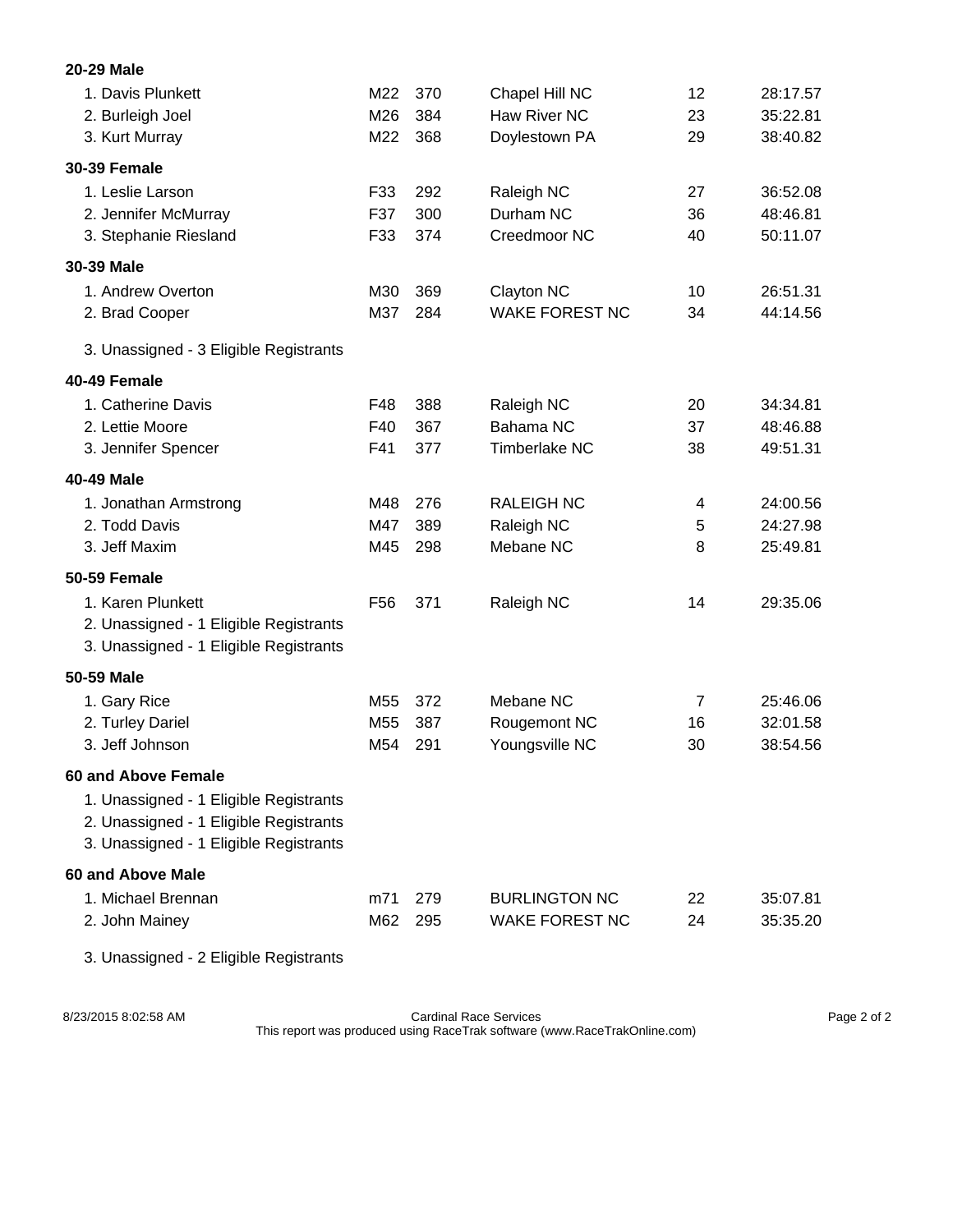**20-29 Male**

| | | | | | |
|---|---|---|---|---|---|
| 1. Davis Plunkett | M22 | 370 | Chapel Hill NC | 12 | 28:17.57 |
| 2. Burleigh Joel | M26 | 384 | Haw River NC | 23 | 35:22.81 |
| 3. Kurt Murray | M22 | 368 | Doylestown PA | 29 | 38:40.82 |

**30-39 Female**

| | | | | | |
|---|---|---|---|---|---|
| 1. Leslie Larson | F33 | 292 | Raleigh NC | 27 | 36:52.08 |
| 2. Jennifer McMurray | F37 | 300 | Durham NC | 36 | 48:46.81 |
| 3. Stephanie Riesland | F33 | 374 | Creedmoor NC | 40 | 50:11.07 |

**30-39 Male**

| | | | | | |
|---|---|---|---|---|---|
| 1. Andrew Overton | M30 | 369 | Clayton NC | 10 | 26:51.31 |
| 2. Brad Cooper | M37 | 284 | WAKE FOREST NC | 34 | 44:14.56 |
| 3. Unassigned - 3 Eligible Registrants | | | | | |

**40-49 Female**

| | | | | | |
|---|---|---|---|---|---|
| 1. Catherine Davis | F48 | 388 | Raleigh NC | 20 | 34:34.81 |
| 2. Lettie Moore | F40 | 367 | Bahama NC | 37 | 48:46.88 |
| 3. Jennifer Spencer | F41 | 377 | Timberlake NC | 38 | 49:51.31 |

**40-49 Male**

| | | | | | |
|---|---|---|---|---|---|
| 1. Jonathan Armstrong | M48 | 276 | RALEIGH NC | 4 | 24:00.56 |
| 2. Todd Davis | M47 | 389 | Raleigh NC | 5 | 24:27.98 |
| 3. Jeff Maxim | M45 | 298 | Mebane NC | 8 | 25:49.81 |

**50-59 Female**

| | | | | | |
|---|---|---|---|---|---|
| 1. Karen Plunkett | F56 | 371 | Raleigh NC | 14 | 29:35.06 |
| 2. Unassigned - 1 Eligible Registrants | | | | | |
| 3. Unassigned - 1 Eligible Registrants | | | | | |

**50-59 Male**

| | | | | | |
|---|---|---|---|---|---|
| 1. Gary Rice | M55 | 372 | Mebane NC | 7 | 25:46.06 |
| 2. Turley Dariel | M55 | 387 | Rougemont NC | 16 | 32:01.58 |
| 3. Jeff Johnson | M54 | 291 | Youngsville NC | 30 | 38:54.56 |

**60 and Above Female**

1. Unassigned - 1 Eligible Registrants
2. Unassigned - 1 Eligible Registrants
3. Unassigned - 1 Eligible Registrants

**60 and Above Male**

| | | | | | |
|---|---|---|---|---|---|
| 1. Michael Brennan | m71 | 279 | BURLINGTON NC | 22 | 35:07.81 |
| 2. John Mainey | M62 | 295 | WAKE FOREST NC | 24 | 35:35.20 |
| 3. Unassigned - 2 Eligible Registrants | | | | | |

8/23/2015 8:02:58 AM

Cardinal Race Services
This report was produced using RaceTrak software (www.RaceTrakOnline.com)